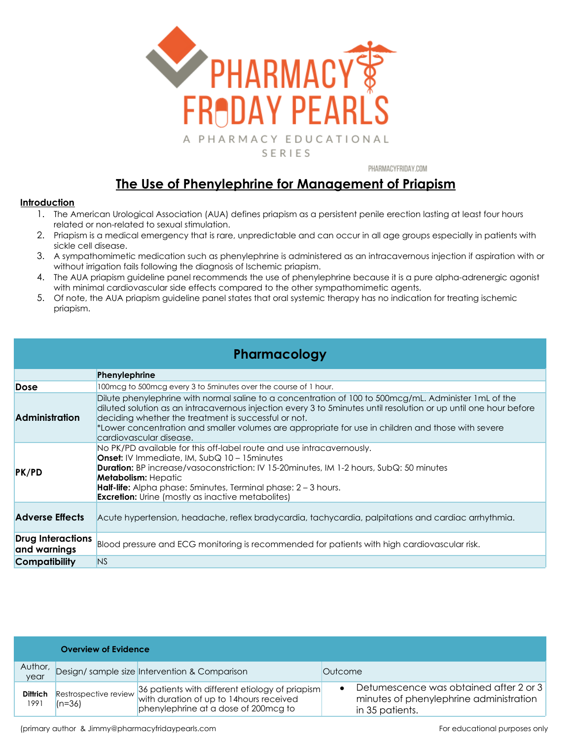# PHARMACY FRIDAY PEARLS

A PHARMACY EDUCATIONAL SERIES

PHARMACYFRIDAY.COM

## The Use of Phenylephrine for Management of Priapism

### Introduction

1. The American Urological Association (AUA) defines priapism as a persistent penile erection lasting at least four hours related or non-related to sexual stimulation.
2. Priapism is a medical emergency that is rare, unpredictable and can occur in all age groups especially in patients with sickle cell disease.
3. A sympathomimetic medication such as phenylephrine is administered as an intracavernous injection if aspiration with or without irrigation fails following the diagnosis of Ischemic priapism.
4. The AUA priapism guideline panel recommends the use of phenylephrine because it is a pure alpha-adrenergic agonist with minimal cardiovascular side effects compared to the other sympathomimetic agents.
5. Of note, the AUA priapism guideline panel states that oral systemic therapy has no indication for treating ischemic priapism.

| Pharmacology | |
|---|---|
| | **Phenylephrine** |
| **Dose** | 100mcg to 500mcg every 3 to 5minutes over the course of 1 hour. |
| **Administration** | Dilute phenylephrine with normal saline to a concentration of 100 to 500mcg/mL. Administer 1mL of the diluted solution as an intracavernous injection every 3 to 5minutes until resolution or up until one hour before deciding whether the treatment is successful or not.<br>*Lower concentration and smaller volumes are appropriate for use in children and those with severe cardiovascular disease. |
| **PK/PD** | No PK/PD available for this off-label route and use intracavernously.<br>**Onset:** IV Immediate, IM, SubQ 10 – 15minutes<br>**Duration:** BP increase/vasoconstriction: IV 15-20minutes, IM 1-2 hours, SubQ: 50 minutes<br>**Metabolism:** Hepatic<br>**Half-life:** Alpha phase: 5minutes, Terminal phase: 2 – 3 hours.<br>**Excretion:** Urine (mostly as inactive metabolites) |
| **Adverse Effects** | Acute hypertension, headache, reflex bradycardia, tachycardia, palpitations and cardiac arrhythmia. |
| **Drug Interactions and warnings** | Blood pressure and ECG monitoring is recommended for patients with high cardiovascular risk. |
| **Compatibility** | NS |

| Overview of Evidence | | | |
|---|---|---|---|
| Author, year | Design/ sample size | Intervention & Comparison | Outcome |
| **Dittrich** 1991 | Restrospective review (n=36) | 36 patients with different etiology of priapism with duration of up to 14hours received phenylephrine at a dose of 200mcg to | • Detumescence was obtained after 2 or 3 minutes of phenylephrine administration in 35 patients. |

(primary author & Jimmy@pharmacyfridaypearls.com

For educational purposes only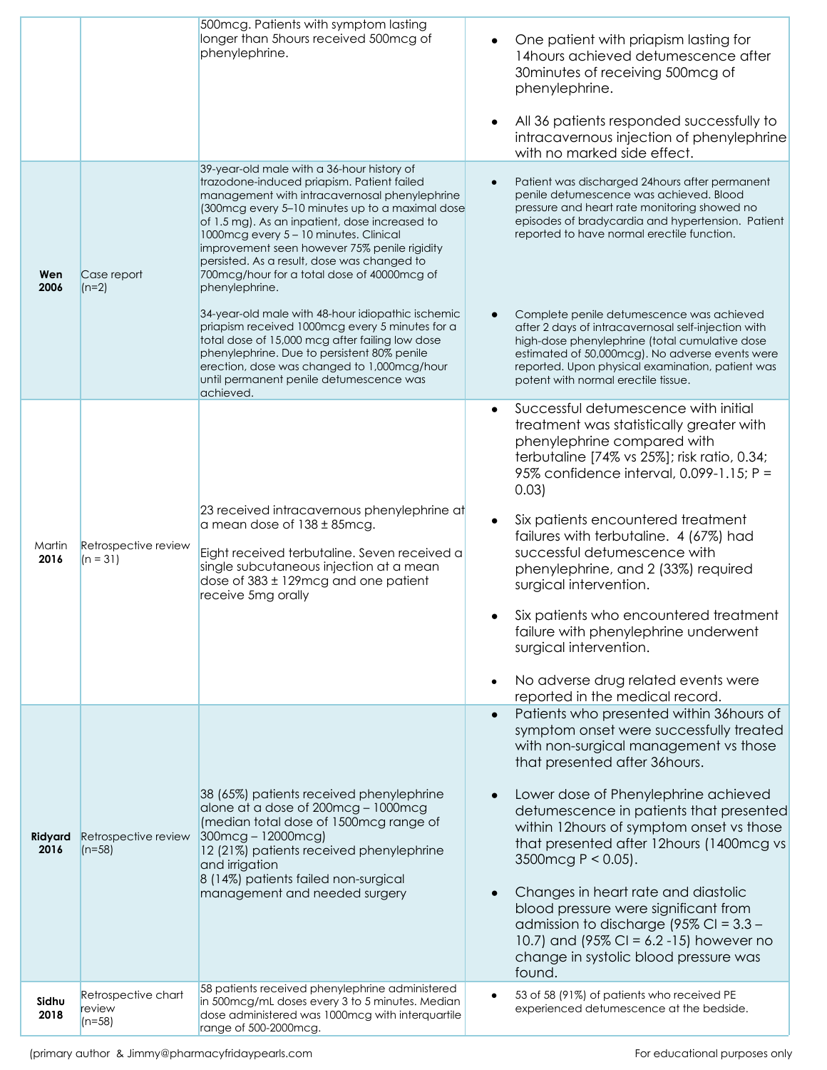| | | | |
|---|---|---|---|
| | | 500mcg. Patients with symptom lasting longer than 5hours received 500mcg of phenylephrine. | • One patient with priapism lasting for 14hours achieved detumescence after 30minutes of receiving 500mcg of phenylephrine.<br><br>• All 36 patients responded successfully to intracavernous injection of phenylephrine with no marked side effect. |
| **Wen 2006** | Case report (n=2) | 39-year-old male with a 36-hour history of trazodone-induced priapism. Patient failed management with intracavernosal phenylephrine (300mcg every 5–10 minutes up to a maximal dose of 1.5 mg). As an inpatient, dose increased to 1000mcg every 5 – 10 minutes. Clinical improvement seen however 75% penile rigidity persisted. As a result, dose was changed to 700mcg/hour for a total dose of 40000mcg of phenylephrine.<br><br>34-year-old male with 48-hour idiopathic ischemic priapism received 1000mcg every 5 minutes for a total dose of 15,000 mcg after failing low dose phenylephrine. Due to persistent 80% penile erection, dose was changed to 1,000mcg/hour until permanent penile detumescence was achieved. | • Patient was discharged 24hours after permanent penile detumescence was achieved. Blood pressure and heart rate monitoring showed no episodes of bradycardia and hypertension. Patient reported to have normal erectile function.<br><br>• Complete penile detumescence was achieved after 2 days of intracavernosal self-injection with high-dose phenylephrine (total cumulative dose estimated of 50,000mcg). No adverse events were reported. Upon physical examination, patient was potent with normal erectile tissue. |
| Martin **2016** | Retrospective review (n = 31) | 23 received intracavernous phenylephrine at a mean dose of 138 ± 85mcg.<br><br>Eight received terbutaline. Seven received a single subcutaneous injection at a mean dose of 383 ± 129mcg and one patient receive 5mg orally | • Successful detumescence with initial treatment was statistically greater with phenylephrine compared with terbutaline [74% vs 25%]; risk ratio, 0.34; 95% confidence interval, 0.099-1.15; P = 0.03)<br><br>• Six patients encountered treatment failures with terbutaline. 4 (67%) had successful detumescence with phenylephrine, and 2 (33%) required surgical intervention.<br><br>• Six patients who encountered treatment failure with phenylephrine underwent surgical intervention.<br><br>• No adverse drug related events were reported in the medical record. |
| **Ridyard 2016** | Retrospective review (n=58) | 38 (65%) patients received phenylephrine alone at a dose of 200mcg – 1000mcg (median total dose of 1500mcg range of 300mcg – 12000mcg)<br>12 (21%) patients received phenylephrine and irrigation<br>8 (14%) patients failed non-surgical management and needed surgery | • Patients who presented within 36hours of symptom onset were successfully treated with non-surgical management vs those that presented after 36hours.<br><br>• Lower dose of Phenylephrine achieved detumescence in patients that presented within 12hours of symptom onset vs those that presented after 12hours (1400mcg vs 3500mcg P < 0.05).<br><br>• Changes in heart rate and diastolic blood pressure were significant from admission to discharge (95% CI = 3.3 – 10.7) and (95% CI = 6.2 -15) however no change in systolic blood pressure was found. |
| **Sidhu 2018** | Retrospective chart review (n=58) | 58 patients received phenylephrine administered in 500mcg/mL doses every 3 to 5 minutes. Median dose administered was 1000mcg with interquartile range of 500-2000mcg. | • 53 of 58 (91%) of patients who received PE experienced detumescence at the bedside. |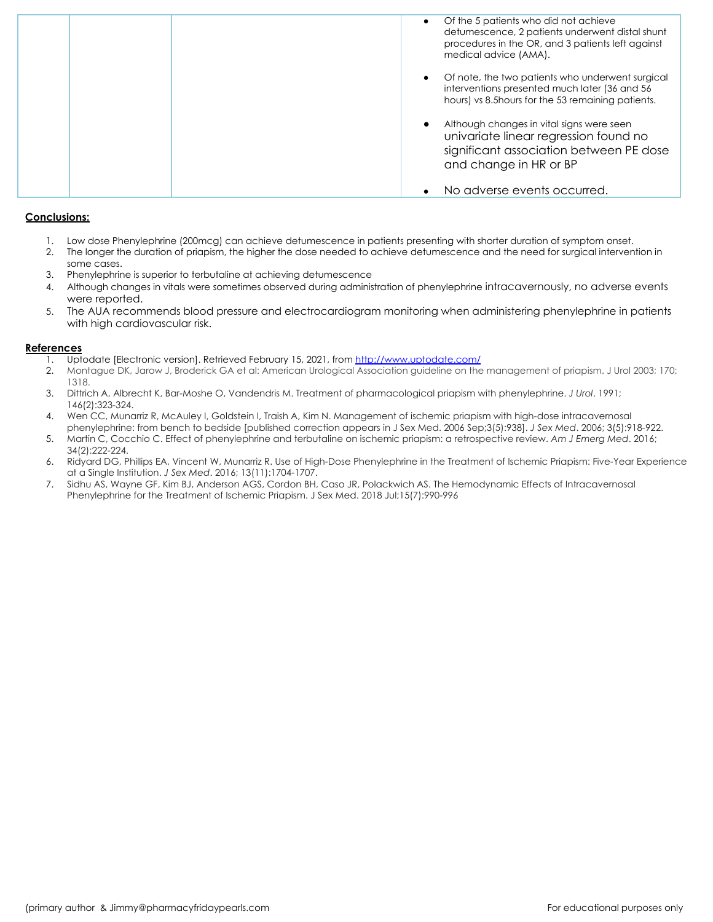| | | | |
|---|---|---|---|
| | | | • Of the 5 patients who did not achieve detumescence, 2 patients underwent distal shunt procedures in the OR, and 3 patients left against medical advice (AMA). <br> • Of note, the two patients who underwent surgical interventions presented much later (36 and 56 hours) vs 8.5hours for the 53 remaining patients. <br> • Although changes in vital signs were seen univariate linear regression found no significant association between PE dose and change in HR or BP <br> • No adverse events occurred. |

**Conclusions:**

1. Low dose Phenylephrine (200mcg) can achieve detumescence in patients presenting with shorter duration of symptom onset.
2. The longer the duration of priapism, the higher the dose needed to achieve detumescence and the need for surgical intervention in some cases.
3. Phenylephrine is superior to terbutaline at achieving detumescence
4. Although changes in vitals were sometimes observed during administration of phenylephrine intracavernously, no adverse events were reported.
5. The AUA recommends blood pressure and electrocardiogram monitoring when administering phenylephrine in patients with high cardiovascular risk.

**References**

1. Uptodate [Electronic version]. Retrieved February 15, 2021, from http://www.uptodate.com/
2. Montague DK, Jarow J, Broderick GA et al: American Urological Association guideline on the management of priapism. J Urol 2003; 170: 1318.
3. Dittrich A, Albrecht K, Bar-Moshe O, Vandendris M. Treatment of pharmacological priapism with phenylephrine. *J Urol*. 1991; 146(2):323-324.
4. Wen CC, Munarriz R, McAuley I, Goldstein I, Traish A, Kim N. Management of ischemic priapism with high-dose intracavernosal phenylephrine: from bench to bedside [published correction appears in J Sex Med. 2006 Sep;3(5):938]. *J Sex Med*. 2006; 3(5):918-922.
5. Martin C, Cocchio C. Effect of phenylephrine and terbutaline on ischemic priapism: a retrospective review. *Am J Emerg Med*. 2016; 34(2):222-224.
6. Ridyard DG, Phillips EA, Vincent W, Munarriz R. Use of High-Dose Phenylephrine in the Treatment of Ischemic Priapism: Five-Year Experience at a Single Institution. *J Sex Med*. 2016; 13(11):1704-1707.
7. Sidhu AS, Wayne GF, Kim BJ, Anderson AGS, Cordon BH, Caso JR, Polackwich AS. The Hemodynamic Effects of Intracavernosal Phenylephrine for the Treatment of Ischemic Priapism. J Sex Med. 2018 Jul;15(7):990-996